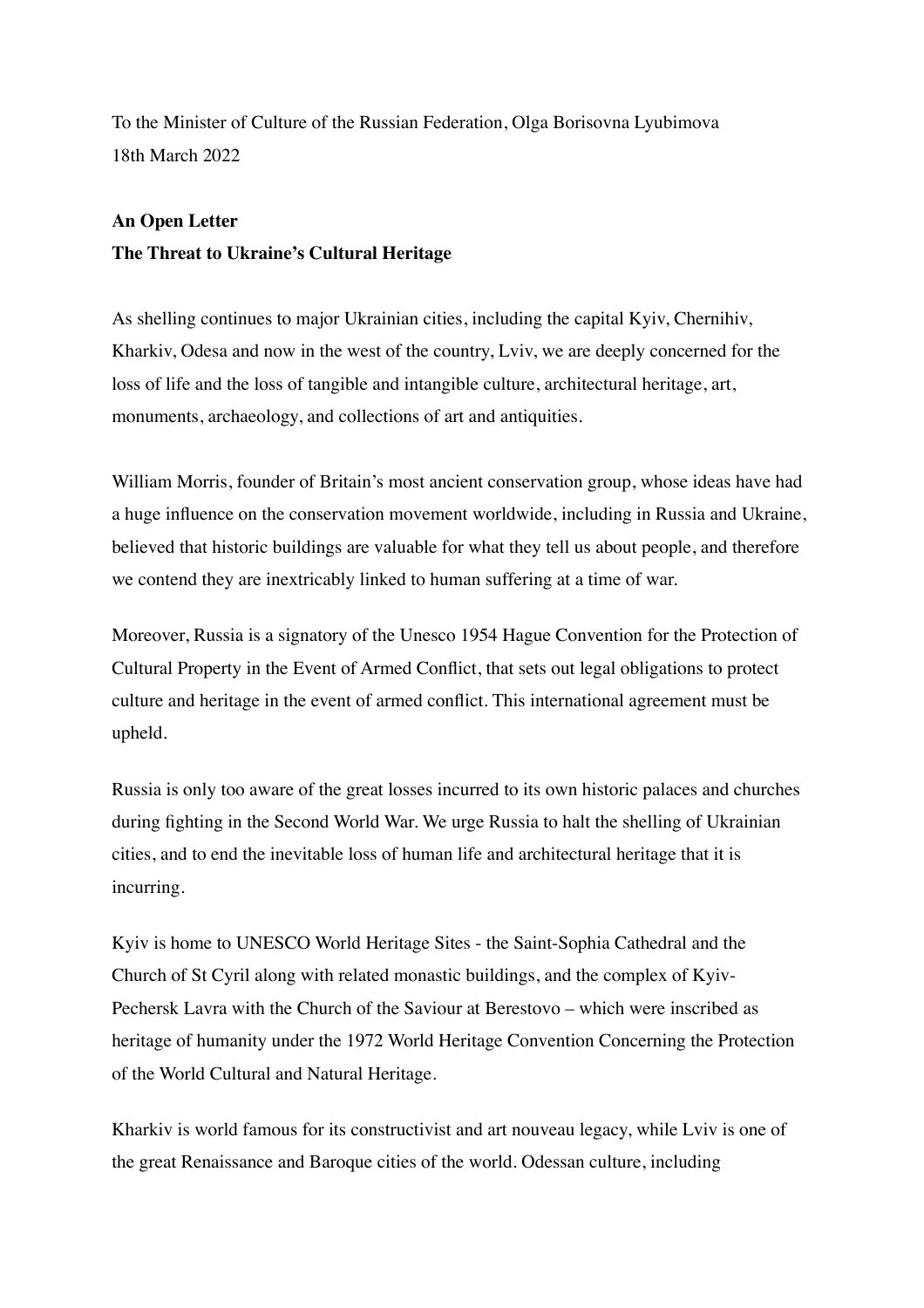To the Minister of Culture of the Russian Federation, Olga Borisovna Lyubimova
18th March 2022

**An Open Letter**
**The Threat to Ukraine's Cultural Heritage**

As shelling continues to major Ukrainian cities, including the capital Kyiv, Chernihiv, Kharkiv, Odesa and now in the west of the country, Lviv, we are deeply concerned for the loss of life and the loss of tangible and intangible culture, architectural heritage, art, monuments, archaeology, and collections of art and antiquities.

William Morris, founder of Britain's most ancient conservation group, whose ideas have had a huge influence on the conservation movement worldwide, including in Russia and Ukraine, believed that historic buildings are valuable for what they tell us about people, and therefore we contend they are inextricably linked to human suffering at a time of war.

Moreover, Russia is a signatory of the Unesco 1954 Hague Convention for the Protection of Cultural Property in the Event of Armed Conflict, that sets out legal obligations to protect culture and heritage in the event of armed conflict. This international agreement must be upheld.

Russia is only too aware of the great losses incurred to its own historic palaces and churches during fighting in the Second World War. We urge Russia to halt the shelling of Ukrainian cities, and to end the inevitable loss of human life and architectural heritage that it is incurring.

Kyiv is home to UNESCO World Heritage Sites - the Saint-Sophia Cathedral and the Church of St Cyril along with related monastic buildings, and the complex of Kyiv-Pechersk Lavra with the Church of the Saviour at Berestovo – which were inscribed as heritage of humanity under the 1972 World Heritage Convention Concerning the Protection of the World Cultural and Natural Heritage.

Kharkiv is world famous for its constructivist and art nouveau legacy, while Lviv is one of the great Renaissance and Baroque cities of the world. Odessan culture, including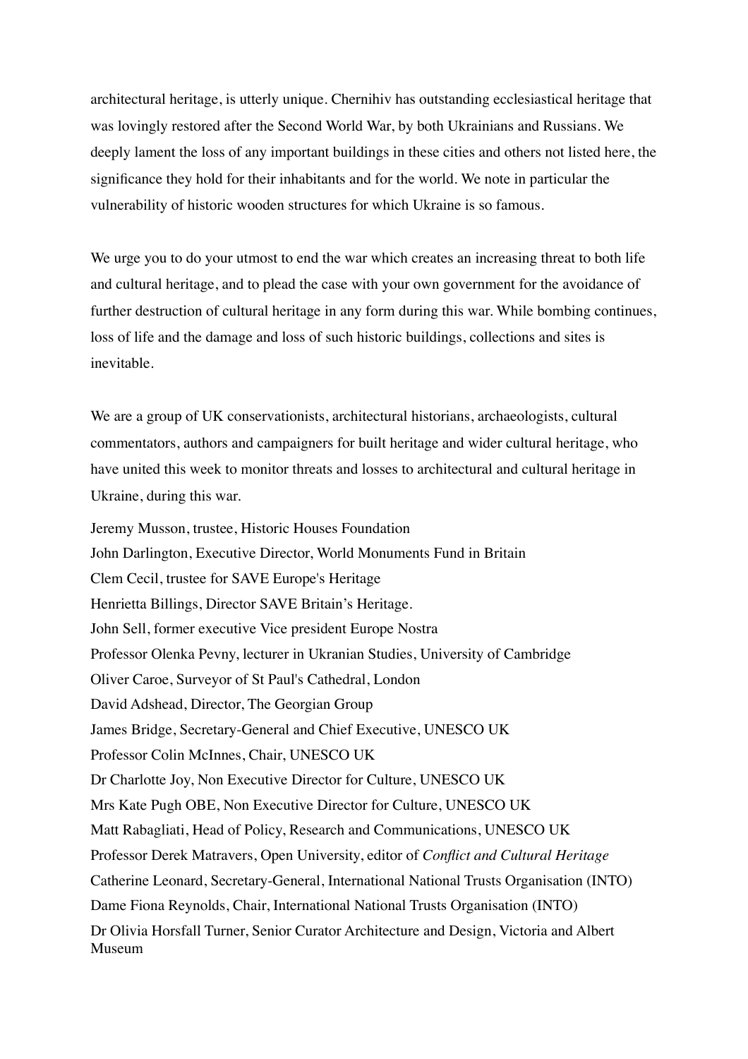architectural heritage, is utterly unique. Chernihiv has outstanding ecclesiastical heritage that was lovingly restored after the Second World War, by both Ukrainians and Russians. We deeply lament the loss of any important buildings in these cities and others not listed here, the significance they hold for their inhabitants and for the world. We note in particular the vulnerability of historic wooden structures for which Ukraine is so famous.

We urge you to do your utmost to end the war which creates an increasing threat to both life and cultural heritage, and to plead the case with your own government for the avoidance of further destruction of cultural heritage in any form during this war. While bombing continues, loss of life and the damage and loss of such historic buildings, collections and sites is inevitable.

We are a group of UK conservationists, architectural historians, archaeologists, cultural commentators, authors and campaigners for built heritage and wider cultural heritage, who have united this week to monitor threats and losses to architectural and cultural heritage in Ukraine, during this war.

Jeremy Musson, trustee, Historic Houses Foundation
John Darlington, Executive Director, World Monuments Fund in Britain
Clem Cecil, trustee for SAVE Europe's Heritage
Henrietta Billings, Director SAVE Britain's Heritage.
John Sell, former executive Vice president Europe Nostra
Professor Olenka Pevny, lecturer in Ukranian Studies, University of Cambridge
Oliver Caroe, Surveyor of St Paul's Cathedral, London
David Adshead, Director, The Georgian Group
James Bridge, Secretary-General and Chief Executive, UNESCO UK
Professor Colin McInnes, Chair, UNESCO UK
Dr Charlotte Joy, Non Executive Director for Culture, UNESCO UK
Mrs Kate Pugh OBE, Non Executive Director for Culture, UNESCO UK
Matt Rabagliati, Head of Policy, Research and Communications, UNESCO UK
Professor Derek Matravers, Open University, editor of *Conflict and Cultural Heritage*
Catherine Leonard, Secretary-General, International National Trusts Organisation (INTO)
Dame Fiona Reynolds, Chair, International National Trusts Organisation (INTO)
Dr Olivia Horsfall Turner, Senior Curator Architecture and Design, Victoria and Albert Museum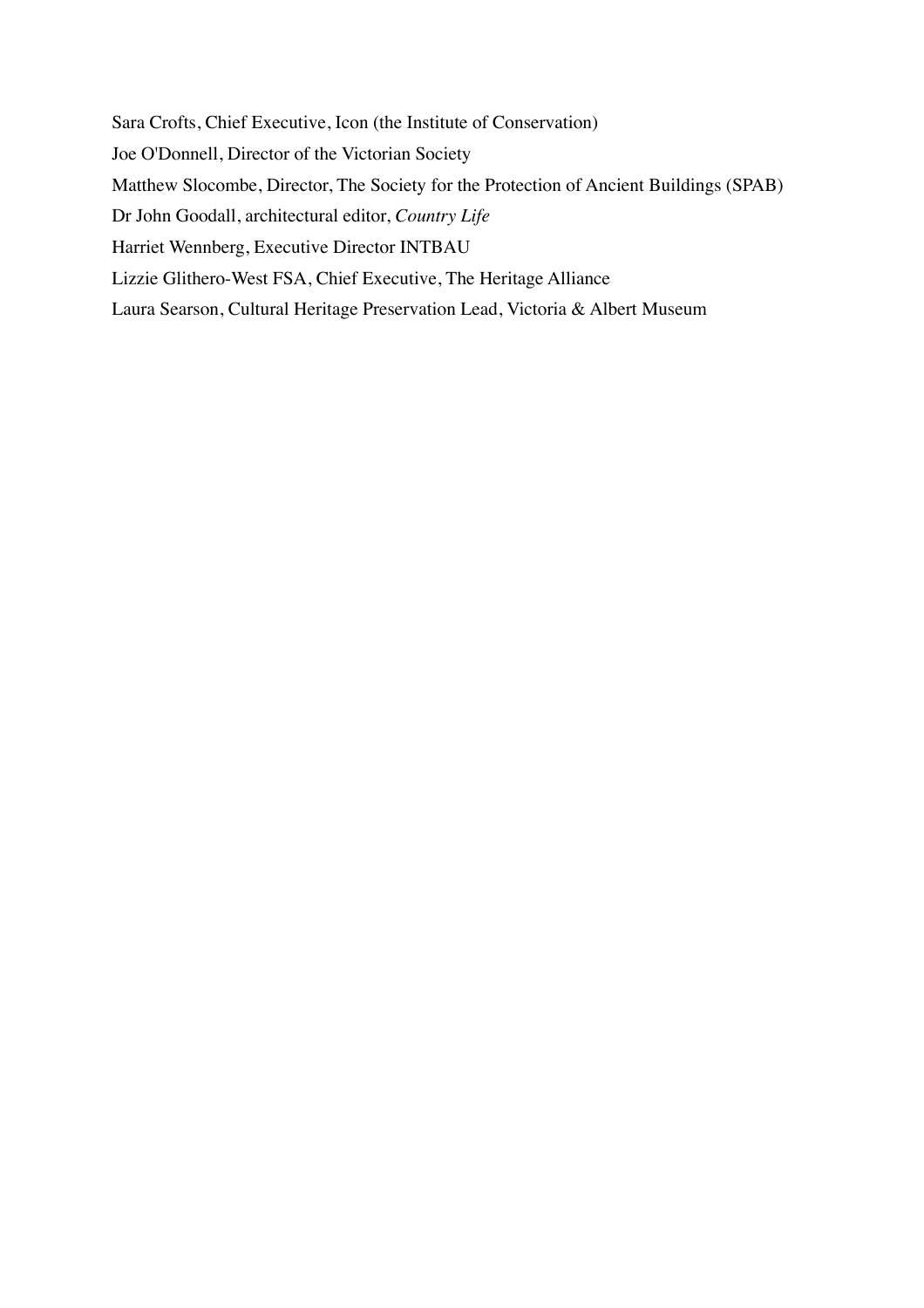Sara Crofts, Chief Executive, Icon (the Institute of Conservation)

Joe O'Donnell, Director of the Victorian Society

Matthew Slocombe, Director, The Society for the Protection of Ancient Buildings (SPAB)

Dr John Goodall, architectural editor, *Country Life*

Harriet Wennberg, Executive Director INTBAU

Lizzie Glithero-West FSA, Chief Executive, The Heritage Alliance

Laura Searson, Cultural Heritage Preservation Lead, Victoria & Albert Museum